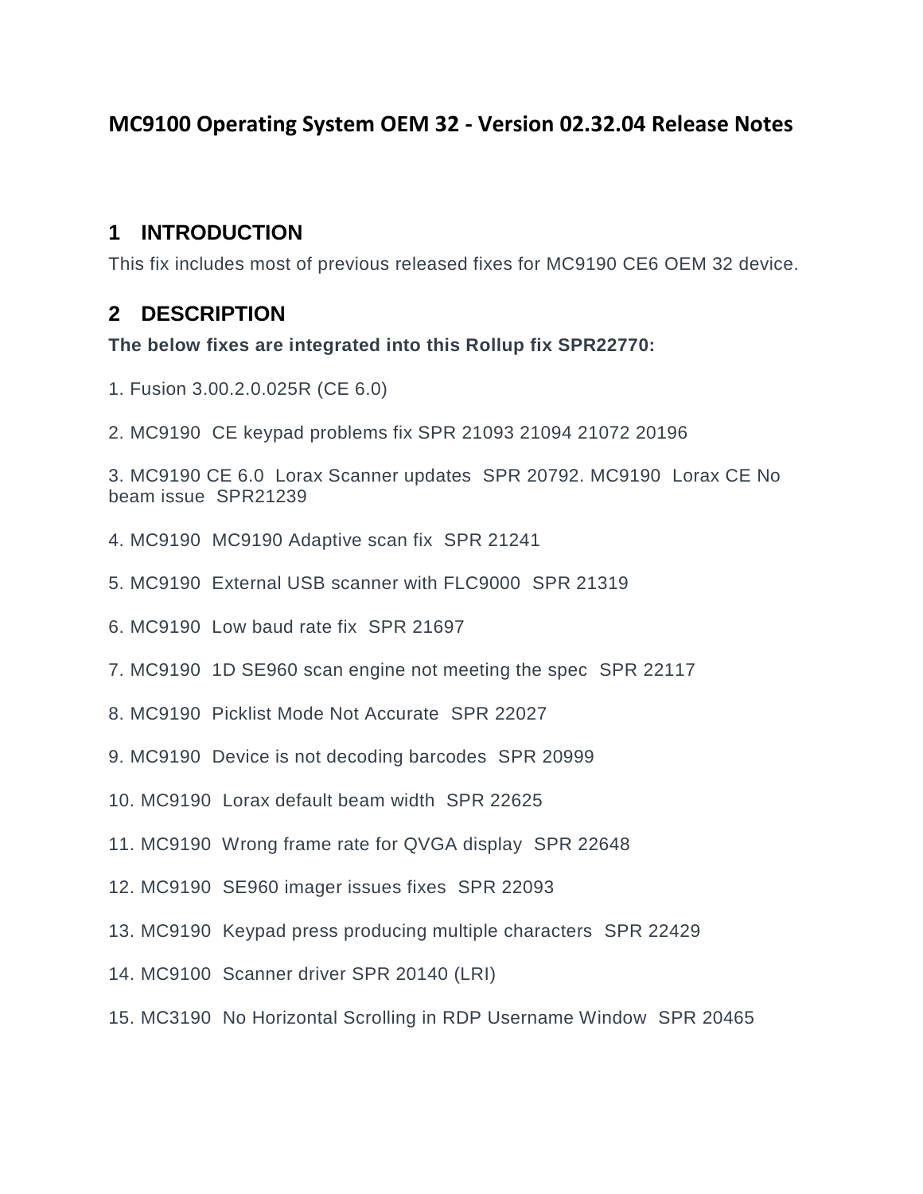# MC9100 Operating System OEM 32 - Version 02.32.04 Release Notes

## 1 INTRODUCTION

This fix includes most of previous released fixes for MC9190 CE6 OEM 32 device.

## 2 DESCRIPTION

**The below fixes are integrated into this Rollup fix SPR22770:**

1. Fusion 3.00.2.0.025R (CE 6.0)

2. MC9190 CE keypad problems fix SPR 21093 21094 21072 20196

3. MC9190 CE 6.0 Lorax Scanner updates SPR 20792. MC9190 Lorax CE No beam issue SPR21239

4. MC9190 MC9190 Adaptive scan fix SPR 21241

5. MC9190 External USB scanner with FLC9000 SPR 21319

6. MC9190 Low baud rate fix SPR 21697

7. MC9190 1D SE960 scan engine not meeting the spec SPR 22117

8. MC9190 Picklist Mode Not Accurate SPR 22027

9. MC9190 Device is not decoding barcodes SPR 20999

10. MC9190 Lorax default beam width SPR 22625

11. MC9190 Wrong frame rate for QVGA display SPR 22648

12. MC9190 SE960 imager issues fixes SPR 22093

13. MC9190 Keypad press producing multiple characters SPR 22429

14. MC9100 Scanner driver SPR 20140 (LRI)

15. MC3190 No Horizontal Scrolling in RDP Username Window SPR 20465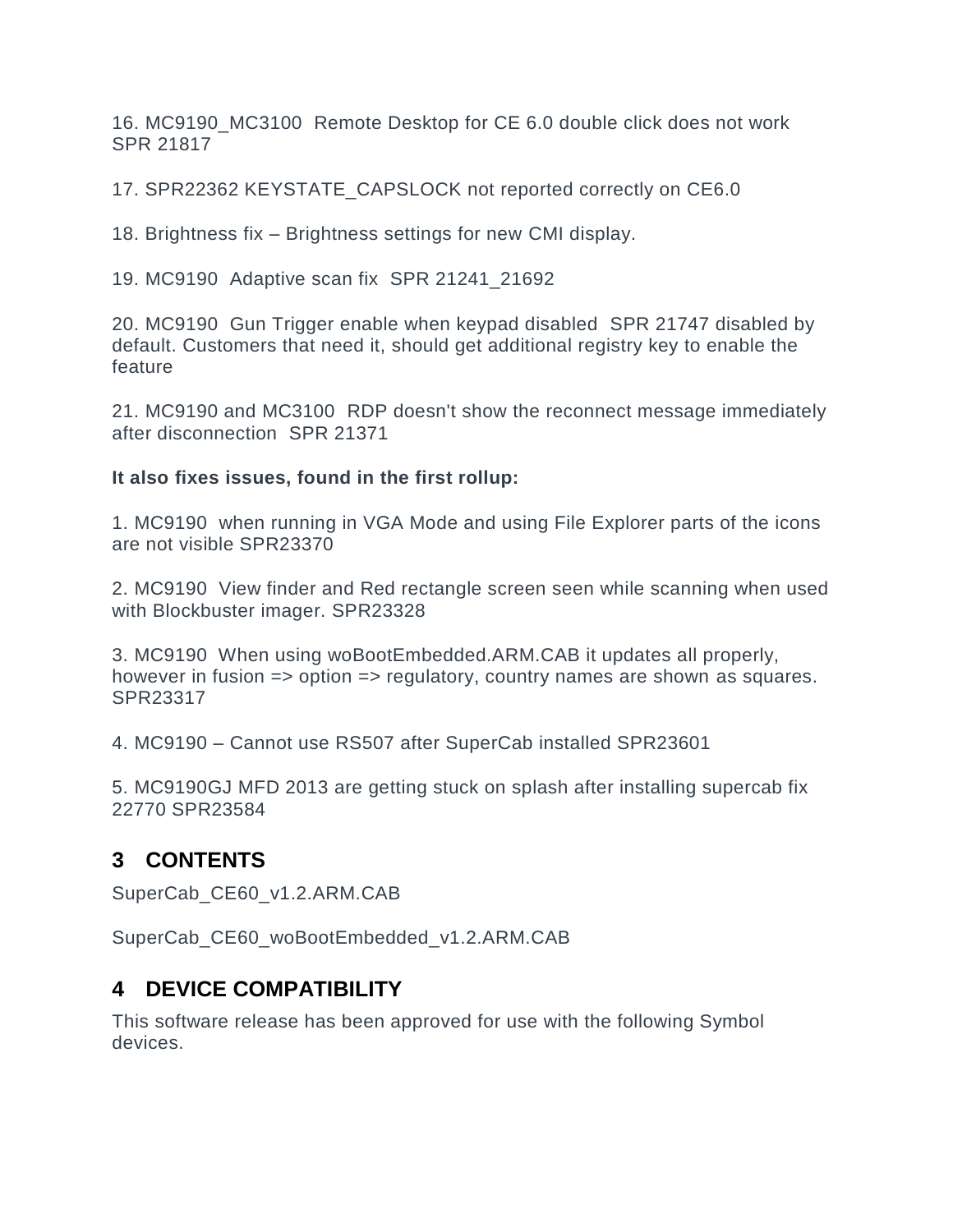16. MC9190_MC3100  Remote Desktop for CE 6.0 double click does not work SPR 21817

17. SPR22362 KEYSTATE_CAPSLOCK not reported correctly on CE6.0

18. Brightness fix – Brightness settings for new CMI display.

19. MC9190  Adaptive scan fix  SPR 21241_21692

20. MC9190  Gun Trigger enable when keypad disabled  SPR 21747 disabled by default. Customers that need it, should get additional registry key to enable the feature

21. MC9190 and MC3100  RDP doesn't show the reconnect message immediately after disconnection  SPR 21371

**It also fixes issues, found in the first rollup:**

1. MC9190  when running in VGA Mode and using File Explorer parts of the icons are not visible SPR23370

2. MC9190  View finder and Red rectangle screen seen while scanning when used with Blockbuster imager. SPR23328

3. MC9190  When using woBootEmbedded.ARM.CAB it updates all properly, however in fusion => option => regulatory, country names are shown as squares. SPR23317

4. MC9190 – Cannot use RS507 after SuperCab installed SPR23601

5. MC9190GJ MFD 2013 are getting stuck on splash after installing supercab fix 22770 SPR23584

## 3 CONTENTS

SuperCab_CE60_v1.2.ARM.CAB

SuperCab_CE60_woBootEmbedded_v1.2.ARM.CAB

## 4 DEVICE COMPATIBILITY

This software release has been approved for use with the following Symbol devices.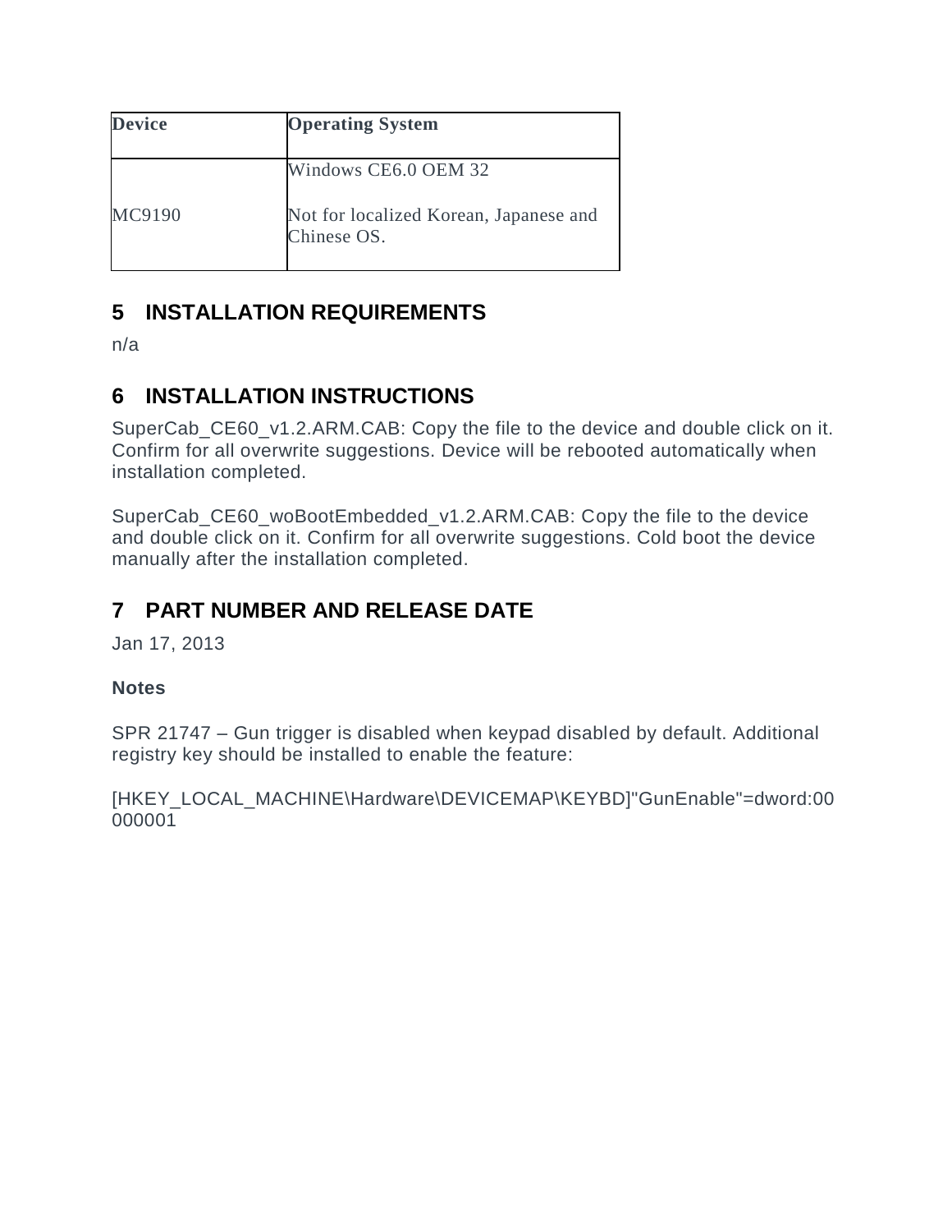| Device | Operating System |
| --- | --- |
| MC9190 | Windows CE6.0 OEM 32<br><br>Not for localized Korean, Japanese and Chinese OS. |

## 5 INSTALLATION REQUIREMENTS

n/a

## 6 INSTALLATION INSTRUCTIONS

SuperCab_CE60_v1.2.ARM.CAB: Copy the file to the device and double click on it. Confirm for all overwrite suggestions. Device will be rebooted automatically when installation completed.

SuperCab_CE60_woBootEmbedded_v1.2.ARM.CAB: Copy the file to the device and double click on it. Confirm for all overwrite suggestions. Cold boot the device manually after the installation completed.

## 7 PART NUMBER AND RELEASE DATE

Jan 17, 2013

**Notes**

SPR 21747 – Gun trigger is disabled when keypad disabled by default. Additional registry key should be installed to enable the feature:

[HKEY_LOCAL_MACHINE\Hardware\DEVICEMAP\KEYBD]"GunEnable"=dword:00000001